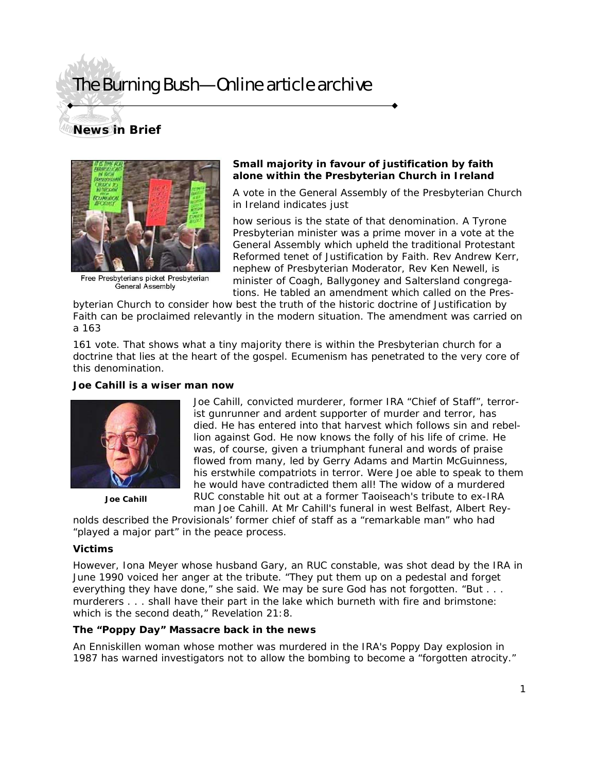# The Burning Bush—Online article archive

## News in Brief

Free Presbyterians picket Presbyterian General Assembly

**Small majority in favour of justification by faith alone within the Presbyterian Church in Ireland**

A vote in the General Assembly of the Presbyterian Church in Ireland indicates just

how serious is the state of that denomination. A Tyrone Presbyterian minister was a prime mover in a vote at the General Assembly which upheld the traditional Protestant Reformed tenet of Justification by Faith. Rev Andrew Kerr, nephew of Presbyterian Moderator, Rev Ken Newell, is minister of Coagh, Ballygoney and Saltersland congregations. He tabled an amendment which called on the Presbyterian Church to consider how best the truth of the historic doctrine of Justification by Faith can be proclaimed relevantly in the modern situation. The amendment was carried on a 163

161 vote. That shows what a tiny majority there is within the Presbyterian church for a doctrine that lies at the heart of the gospel. Ecumenism has penetrated to the very core of this denomination.

**Joe Cahill is a wiser man now**

**Joe Cahill**

Joe Cahill, convicted murderer, former IRA "Chief of Staff", terrorist gunrunner and ardent supporter of murder and terror, has died. He has entered into that harvest which follows sin and rebellion against God. He now knows the folly of his life of crime. He was, of course, given a triumphant funeral and words of praise flowed from many, led by Gerry Adams and Martin McGuinness, his erstwhile compatriots in terror. Were Joe able to speak to them he would have contradicted them all! The widow of a murdered RUC constable hit out at a former Taoiseach's tribute to ex-IRA man Joe Cahill. At Mr Cahill's funeral in west Belfast, Albert Reynolds described the Provisionals' former chief of staff as a "remarkable man" who had "played a major part" in the peace process.

**Victims**

However, Iona Meyer whose husband Gary, an RUC constable, was shot dead by the IRA in June 1990 voiced her anger at the tribute. "They put them up on a pedestal and forget everything they have done," she said. We may be sure God has not forgotten. "But . . . murderers . . . shall have their part in the lake which burneth with fire and brimstone: which is the second death," Revelation 21:8.

**The "Poppy Day" Massacre back in the news**

An Enniskillen woman whose mother was murdered in the IRA's Poppy Day explosion in 1987 has warned investigators not to allow the bombing to become a "forgotten atrocity."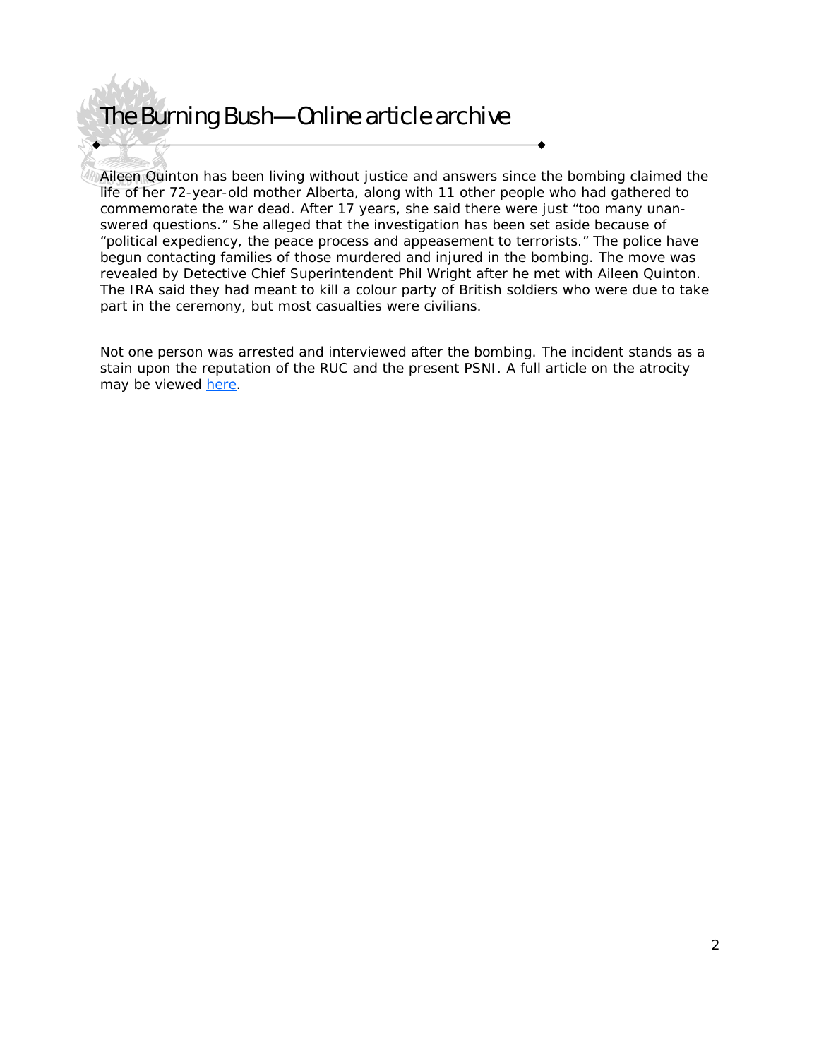Aileen Quinton has been living without justice and answers since the bombing claimed the life of her 72-year-old mother Alberta, along with 11 other people who had gathered to commemorate the war dead. After 17 years, she said there were just "too many unanswered questions." She alleged that the investigation has been set aside because of "political expediency, the peace process and appeasement to terrorists." The police have begun contacting families of those murdered and injured in the bombing. The move was revealed by Detective Chief Superintendent Phil Wright after he met with Aileen Quinton. The IRA said they had meant to kill a colour party of British soldiers who were due to take part in the ceremony, but most casualties were civilians.

Not one person was arrested and interviewed after the bombing. The incident stands as a stain upon the reputation of the RUC and the present PSNI. A full article on the atrocity may be viewed here.